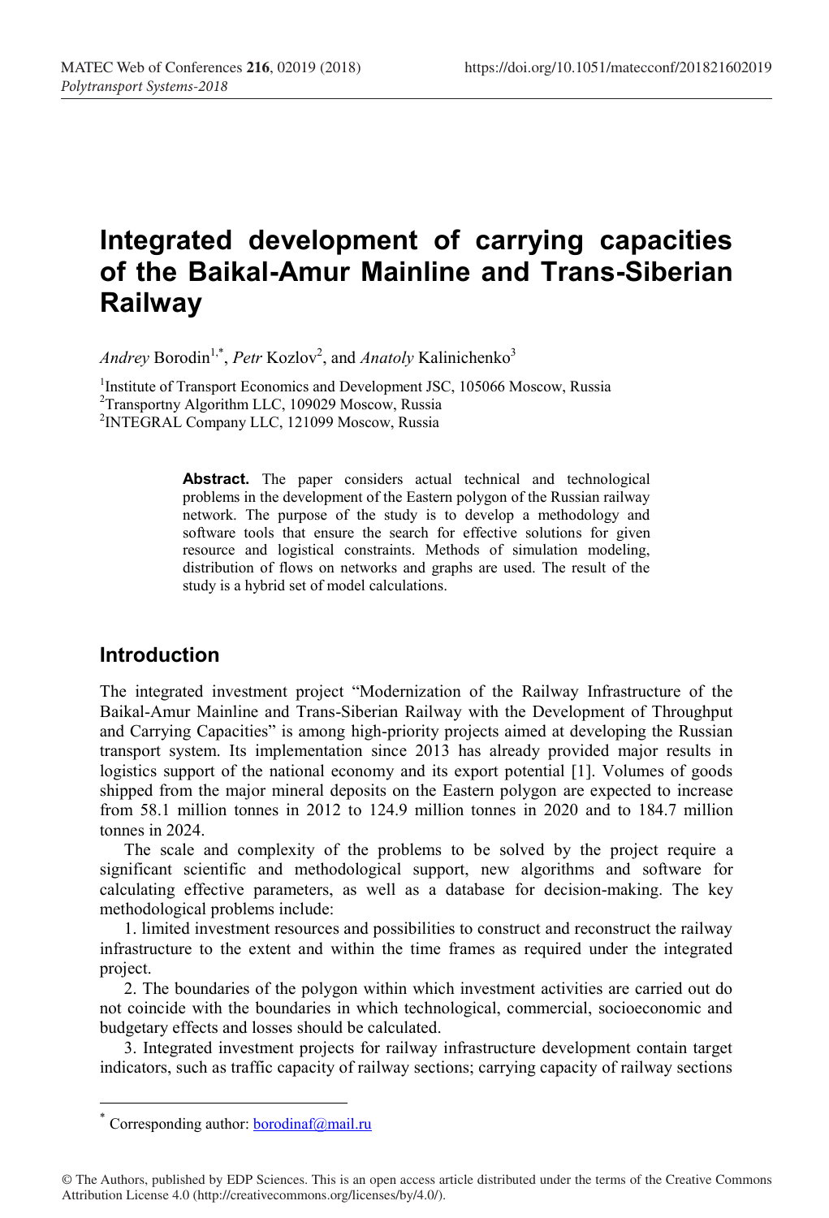# Integrated development of carrying capacities of the Baikal-Amur Mainline and Trans-Siberian Railway

*Andrey* Borodin[1,*], *Petr* Kozlov[2], and *Anatoly* Kalinichenko[3]

[1]Institute of Transport Economics and Development JSC, 105066 Moscow, Russia
[2]Transportny Algorithm LLC, 109029 Moscow, Russia
[2]INTEGRAL Company LLC, 121099 Moscow, Russia

**Abstract.** The paper considers actual technical and technological problems in the development of the Eastern polygon of the Russian railway network. The purpose of the study is to develop a methodology and software tools that ensure the search for effective solutions for given resource and logistical constraints. Methods of simulation modeling, distribution of flows on networks and graphs are used. The result of the study is a hybrid set of model calculations.

## Introduction

The integrated investment project "Modernization of the Railway Infrastructure of the Baikal-Amur Mainline and Trans-Siberian Railway with the Development of Throughput and Carrying Capacities" is among high-priority projects aimed at developing the Russian transport system. Its implementation since 2013 has already provided major results in logistics support of the national economy and its export potential [1]. Volumes of goods shipped from the major mineral deposits on the Eastern polygon are expected to increase from 58.1 million tonnes in 2012 to 124.9 million tonnes in 2020 and to 184.7 million tonnes in 2024.

The scale and complexity of the problems to be solved by the project require a significant scientific and methodological support, new algorithms and software for calculating effective parameters, as well as a database for decision-making. The key methodological problems include:

1. limited investment resources and possibilities to construct and reconstruct the railway infrastructure to the extent and within the time frames as required under the integrated project.

2. The boundaries of the polygon within which investment activities are carried out do not coincide with the boundaries in which technological, commercial, socioeconomic and budgetary effects and losses should be calculated.

3. Integrated investment projects for railway infrastructure development contain target indicators, such as traffic capacity of railway sections; carrying capacity of railway sections

\* Corresponding author: borodinaf@mail.ru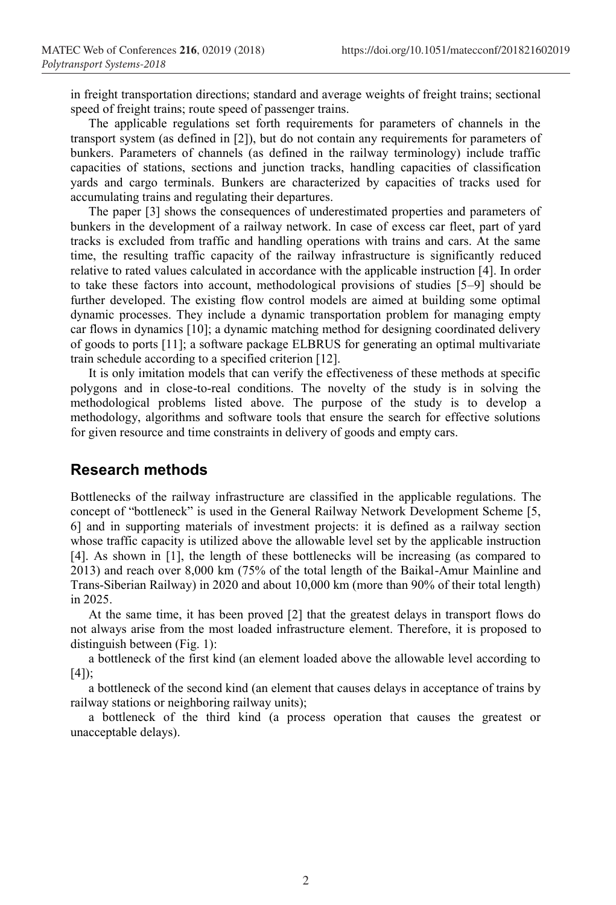in freight transportation directions; standard and average weights of freight trains; sectional speed of freight trains; route speed of passenger trains.

The applicable regulations set forth requirements for parameters of channels in the transport system (as defined in [2]), but do not contain any requirements for parameters of bunkers. Parameters of channels (as defined in the railway terminology) include traffic capacities of stations, sections and junction tracks, handling capacities of classification yards and cargo terminals. Bunkers are characterized by capacities of tracks used for accumulating trains and regulating their departures.

The paper [3] shows the consequences of underestimated properties and parameters of bunkers in the development of a railway network. In case of excess car fleet, part of yard tracks is excluded from traffic and handling operations with trains and cars. At the same time, the resulting traffic capacity of the railway infrastructure is significantly reduced relative to rated values calculated in accordance with the applicable instruction [4]. In order to take these factors into account, methodological provisions of studies [5–9] should be further developed. The existing flow control models are aimed at building some optimal dynamic processes. They include a dynamic transportation problem for managing empty car flows in dynamics [10]; a dynamic matching method for designing coordinated delivery of goods to ports [11]; a software package ELBRUS for generating an optimal multivariate train schedule according to a specified criterion [12].

It is only imitation models that can verify the effectiveness of these methods at specific polygons and in close-to-real conditions. The novelty of the study is in solving the methodological problems listed above. The purpose of the study is to develop a methodology, algorithms and software tools that ensure the search for effective solutions for given resource and time constraints in delivery of goods and empty cars.

## Research methods

Bottlenecks of the railway infrastructure are classified in the applicable regulations. The concept of "bottleneck" is used in the General Railway Network Development Scheme [5, 6] and in supporting materials of investment projects: it is defined as a railway section whose traffic capacity is utilized above the allowable level set by the applicable instruction [4]. As shown in [1], the length of these bottlenecks will be increasing (as compared to 2013) and reach over 8,000 km (75% of the total length of the Baikal-Amur Mainline and Trans-Siberian Railway) in 2020 and about 10,000 km (more than 90% of their total length) in 2025.

At the same time, it has been proved [2] that the greatest delays in transport flows do not always arise from the most loaded infrastructure element. Therefore, it is proposed to distinguish between (Fig. 1):

a bottleneck of the first kind (an element loaded above the allowable level according to [4]);

a bottleneck of the second kind (an element that causes delays in acceptance of trains by railway stations or neighboring railway units);

a bottleneck of the third kind (a process operation that causes the greatest or unacceptable delays).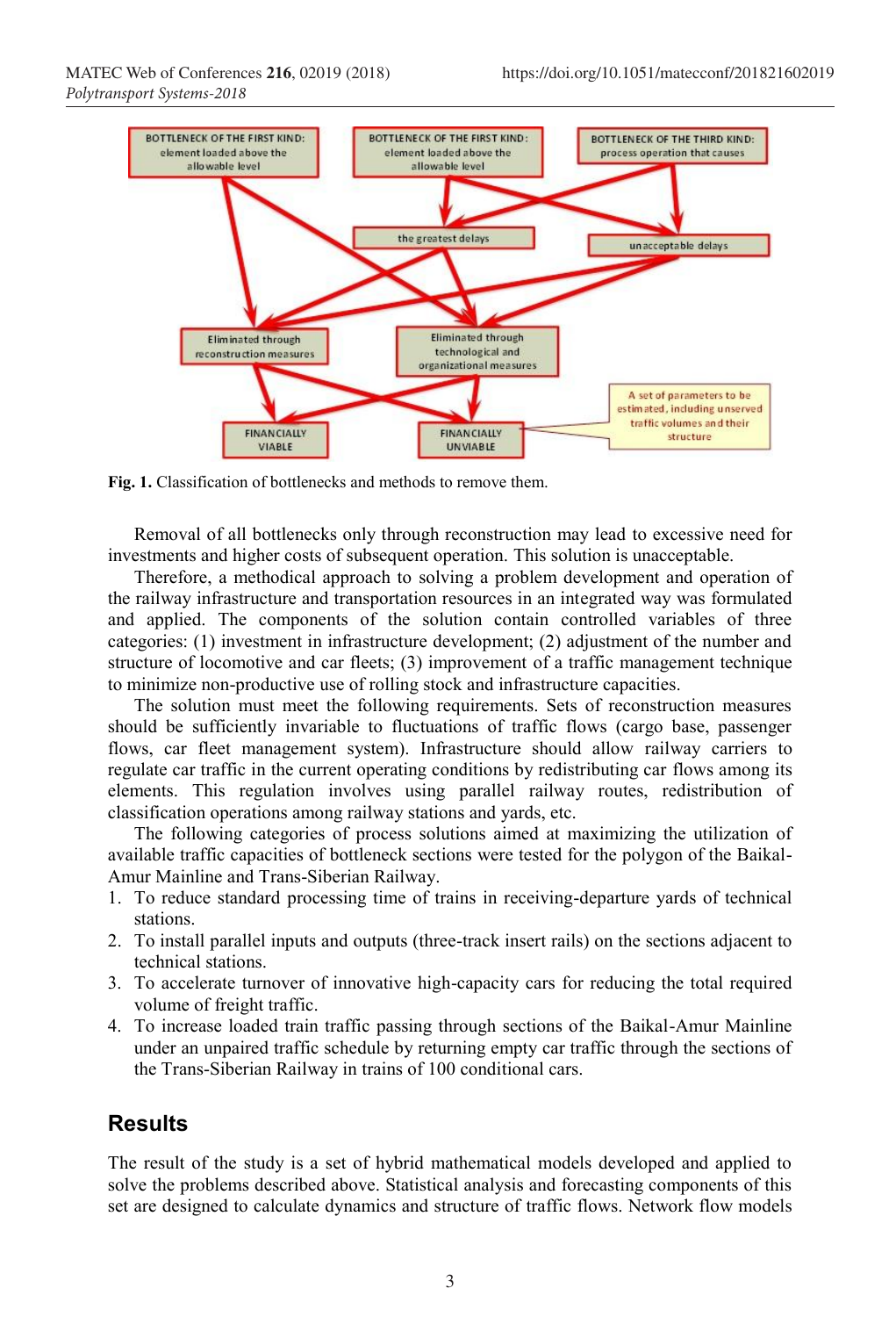**Fig. 1.** Classification of bottlenecks and methods to remove them.

Removal of all bottlenecks only through reconstruction may lead to excessive need for investments and higher costs of subsequent operation. This solution is unacceptable.

Therefore, a methodical approach to solving a problem development and operation of the railway infrastructure and transportation resources in an integrated way was formulated and applied. The components of the solution contain controlled variables of three categories: (1) investment in infrastructure development; (2) adjustment of the number and structure of locomotive and car fleets; (3) improvement of a traffic management technique to minimize non-productive use of rolling stock and infrastructure capacities.

The solution must meet the following requirements. Sets of reconstruction measures should be sufficiently invariable to fluctuations of traffic flows (cargo base, passenger flows, car fleet management system). Infrastructure should allow railway carriers to regulate car traffic in the current operating conditions by redistributing car flows among its elements. This regulation involves using parallel railway routes, redistribution of classification operations among railway stations and yards, etc.

The following categories of process solutions aimed at maximizing the utilization of available traffic capacities of bottleneck sections were tested for the polygon of the Baikal-Amur Mainline and Trans-Siberian Railway.

1. To reduce standard processing time of trains in receiving-departure yards of technical stations.
2. To install parallel inputs and outputs (three-track insert rails) on the sections adjacent to technical stations.
3. To accelerate turnover of innovative high-capacity cars for reducing the total required volume of freight traffic.
4. To increase loaded train traffic passing through sections of the Baikal-Amur Mainline under an unpaired traffic schedule by returning empty car traffic through the sections of the Trans-Siberian Railway in trains of 100 conditional cars.

## Results

The result of the study is a set of hybrid mathematical models developed and applied to solve the problems described above. Statistical analysis and forecasting components of this set are designed to calculate dynamics and structure of traffic flows. Network flow models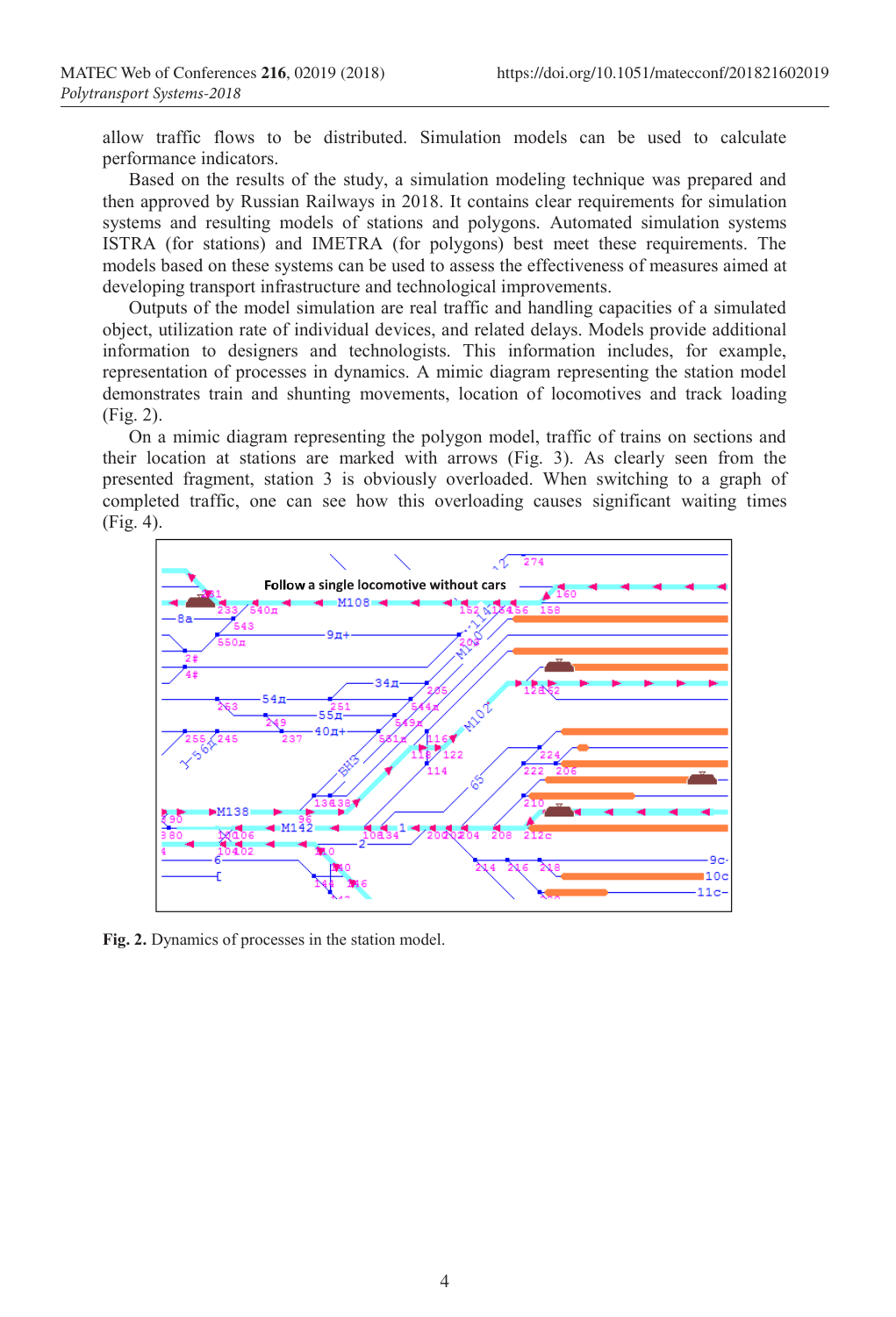allow traffic flows to be distributed. Simulation models can be used to calculate performance indicators.

Based on the results of the study, a simulation modeling technique was prepared and then approved by Russian Railways in 2018. It contains clear requirements for simulation systems and resulting models of stations and polygons. Automated simulation systems ISTRA (for stations) and IMETRA (for polygons) best meet these requirements. The models based on these systems can be used to assess the effectiveness of measures aimed at developing transport infrastructure and technological improvements.

Outputs of the model simulation are real traffic and handling capacities of a simulated object, utilization rate of individual devices, and related delays. Models provide additional information to designers and technologists. This information includes, for example, representation of processes in dynamics. A mimic diagram representing the station model demonstrates train and shunting movements, location of locomotives and track loading (Fig. 2).

On a mimic diagram representing the polygon model, traffic of trains on sections and their location at stations are marked with arrows (Fig. 3). As clearly seen from the presented fragment, station 3 is obviously overloaded. When switching to a graph of completed traffic, one can see how this overloading causes significant waiting times (Fig. 4).

**Fig. 2.** Dynamics of processes in the station model.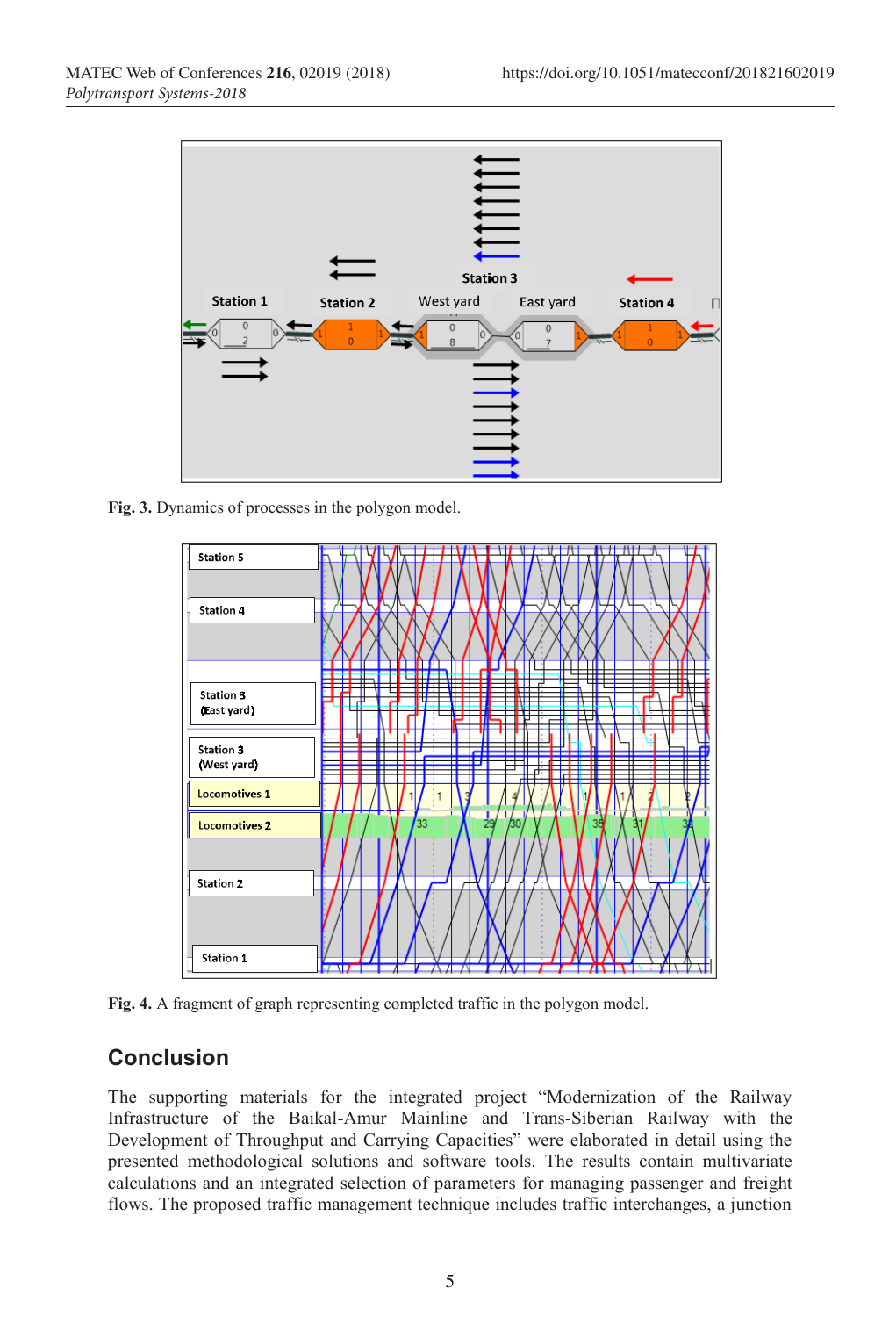Fig. 3. Dynamics of processes in the polygon model.

Fig. 4. A fragment of graph representing completed traffic in the polygon model.

## Conclusion

The supporting materials for the integrated project "Modernization of the Railway Infrastructure of the Baikal-Amur Mainline and Trans-Siberian Railway with the Development of Throughput and Carrying Capacities" were elaborated in detail using the presented methodological solutions and software tools. The results contain multivariate calculations and an integrated selection of parameters for managing passenger and freight flows. The proposed traffic management technique includes traffic interchanges, a junction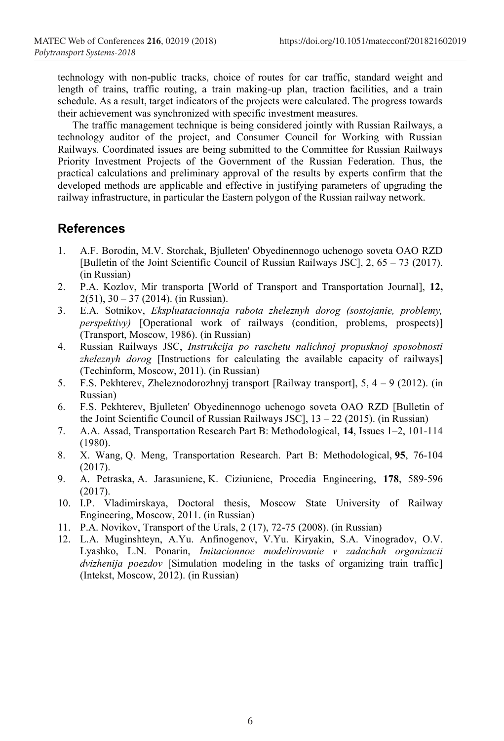technology with non-public tracks, choice of routes for car traffic, standard weight and length of trains, traffic routing, a train making-up plan, traction facilities, and a train schedule. As a result, target indicators of the projects were calculated. The progress towards their achievement was synchronized with specific investment measures.

The traffic management technique is being considered jointly with Russian Railways, a technology auditor of the project, and Consumer Council for Working with Russian Railways. Coordinated issues are being submitted to the Committee for Russian Railways Priority Investment Projects of the Government of the Russian Federation. Thus, the practical calculations and preliminary approval of the results by experts confirm that the developed methods are applicable and effective in justifying parameters of upgrading the railway infrastructure, in particular the Eastern polygon of the Russian railway network.

## References

1. A.F. Borodin, M.V. Storchak, Bjulleten' Obyedinennogo uchenogo soveta OAO RZD [Bulletin of the Joint Scientific Council of Russian Railways JSC], 2, 65 – 73 (2017). (in Russian)
2. P.A. Kozlov, Mir transporta [World of Transport and Transportation Journal], **12,** 2(51), 30 – 37 (2014). (in Russian).
3. E.A. Sotnikov, *Ekspluatacionnaja rabota zheleznyh dorog (sostojanie, problemy, perspektivy)* [Operational work of railways (condition, problems, prospects)] (Transport, Moscow, 1986). (in Russian)
4. Russian Railways JSC, *Instrukcija po raschetu nalichnoj propusknoj sposobnosti zheleznyh dorog* [Instructions for calculating the available capacity of railways] (Techinform, Moscow, 2011). (in Russian)
5. F.S. Pekhterev, Zheleznodorozhnyj transport [Railway transport], 5, 4 – 9 (2012). (in Russian)
6. F.S. Pekhterev, Bjulleten' Obyedinennogo uchenogo soveta OAO RZD [Bulletin of the Joint Scientific Council of Russian Railways JSC], 13 – 22 (2015). (in Russian)
7. A.A. Assad, Transportation Research Part B: Methodological, **14**, Issues 1–2, 101-114 (1980).
8. X. Wang, Q. Meng, Transportation Research. Part B: Methodological, **95**, 76-104 (2017).
9. A. Petraska, A. Jarasuniene, K. Ciziuniene, Procedia Engineering, **178**, 589-596 (2017).
10. I.P. Vladimirskaya, Doctoral thesis, Moscow State University of Railway Engineering, Moscow, 2011. (in Russian)
11. P.A. Novikov, Transport of the Urals, 2 (17), 72-75 (2008). (in Russian)
12. L.A. Muginshteyn, A.Yu. Anfinogenov, V.Yu. Kiryakin, S.A. Vinogradov, O.V. Lyashko, L.N. Ponarin, *Imitacionnoe modelirovanie v zadachah organizacii dvizhenija poezdov* [Simulation modeling in the tasks of organizing train traffic] (Intekst, Moscow, 2012). (in Russian)